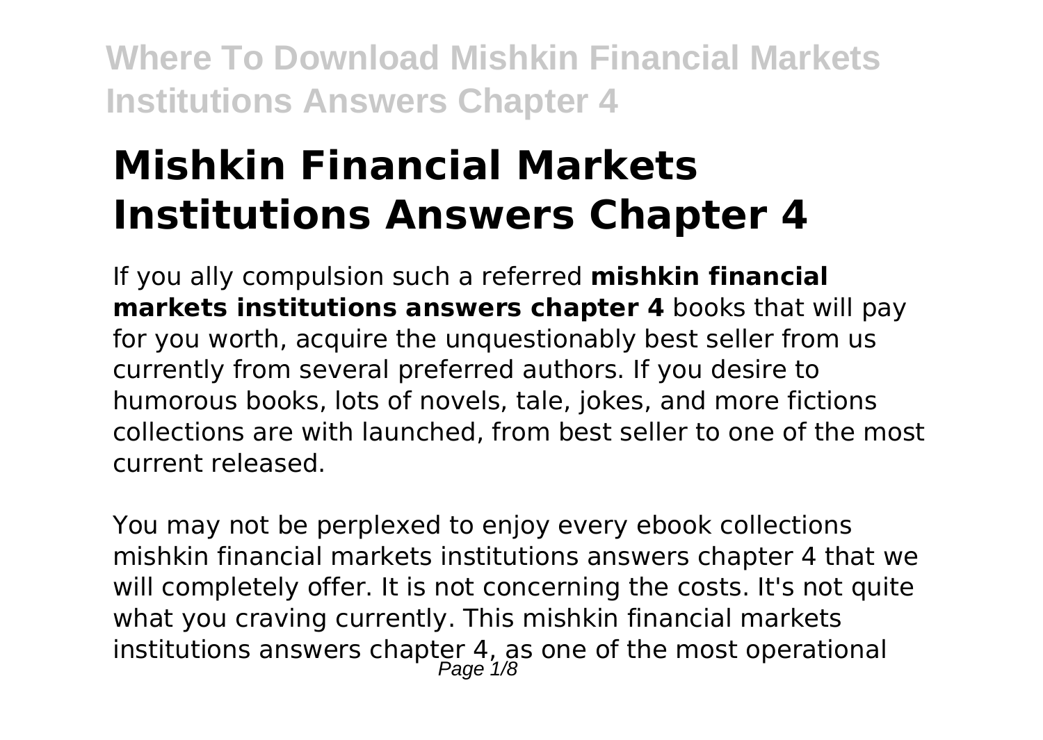# Mishkin Financial Markets Institutions Answers Chapter 4

If you ally compulsion such a referred **mishkin financial markets institutions answers chapter 4** books that will pay for you worth, acquire the unquestionably best seller from us currently from several preferred authors. If you desire to humorous books, lots of novels, tale, jokes, and more fictions collections are with launched, from best seller to one of the most current released.

You may not be perplexed to enjoy every ebook collections mishkin financial markets institutions answers chapter 4 that we will completely offer. It is not concerning the costs. It's not quite what you craving currently. This mishkin financial markets institutions answers chapter 4, as one of the most operational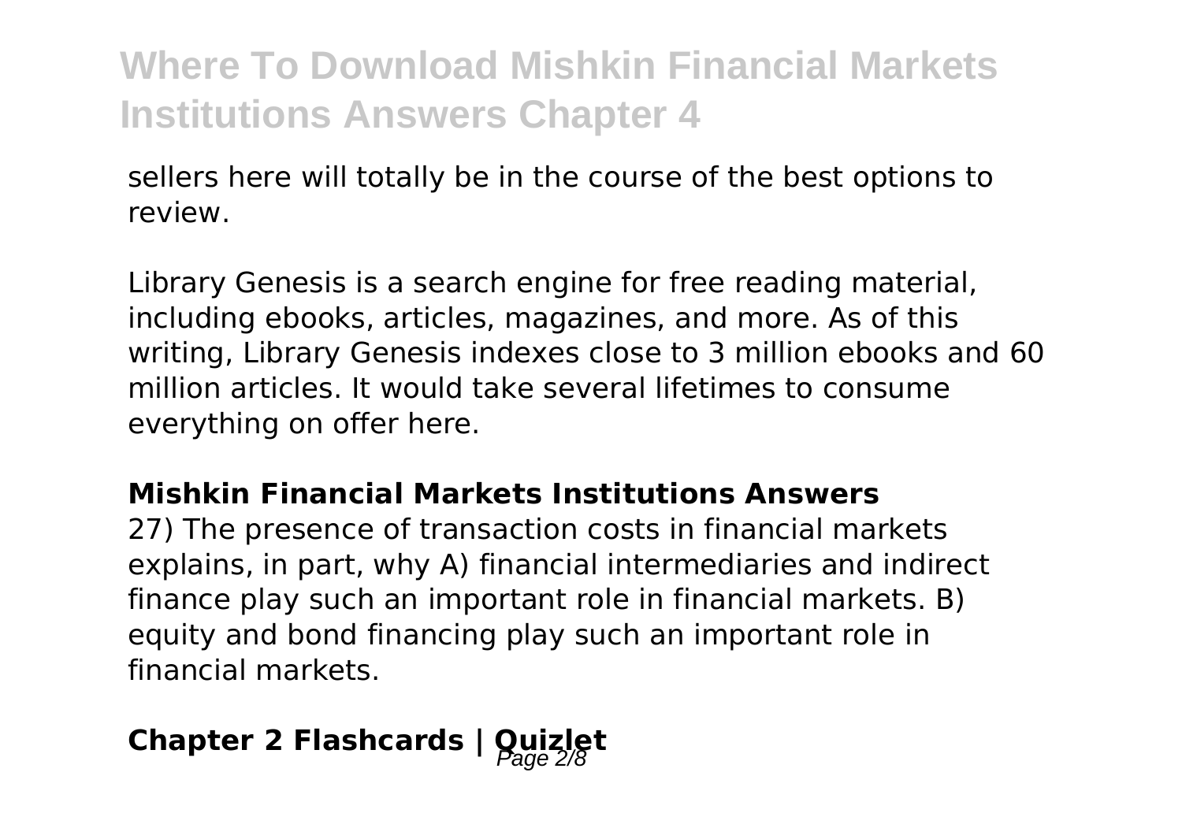sellers here will totally be in the course of the best options to review.

Library Genesis is a search engine for free reading material, including ebooks, articles, magazines, and more. As of this writing, Library Genesis indexes close to 3 million ebooks and 60 million articles. It would take several lifetimes to consume everything on offer here.

### Mishkin Financial Markets Institutions Answers

27) The presence of transaction costs in financial markets explains, in part, why A) financial intermediaries and indirect finance play such an important role in financial markets. B) equity and bond financing play such an important role in financial markets.

## Chapter 2 Flashcards | Quizlet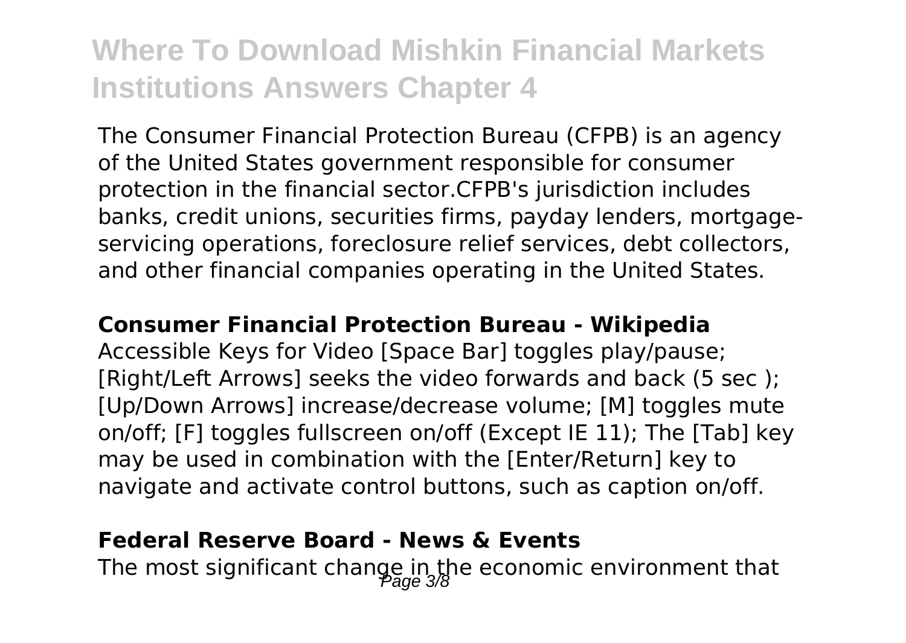The Consumer Financial Protection Bureau (CFPB) is an agency of the United States government responsible for consumer protection in the financial sector.CFPB's jurisdiction includes banks, credit unions, securities firms, payday lenders, mortgage-servicing operations, foreclosure relief services, debt collectors, and other financial companies operating in the United States.

**Consumer Financial Protection Bureau - Wikipedia**

Accessible Keys for Video [Space Bar] toggles play/pause; [Right/Left Arrows] seeks the video forwards and back (5 sec ); [Up/Down Arrows] increase/decrease volume; [M] toggles mute on/off; [F] toggles fullscreen on/off (Except IE 11); The [Tab] key may be used in combination with the [Enter/Return] key to navigate and activate control buttons, such as caption on/off.

**Federal Reserve Board - News & Events**

The most significant change in the economic environment that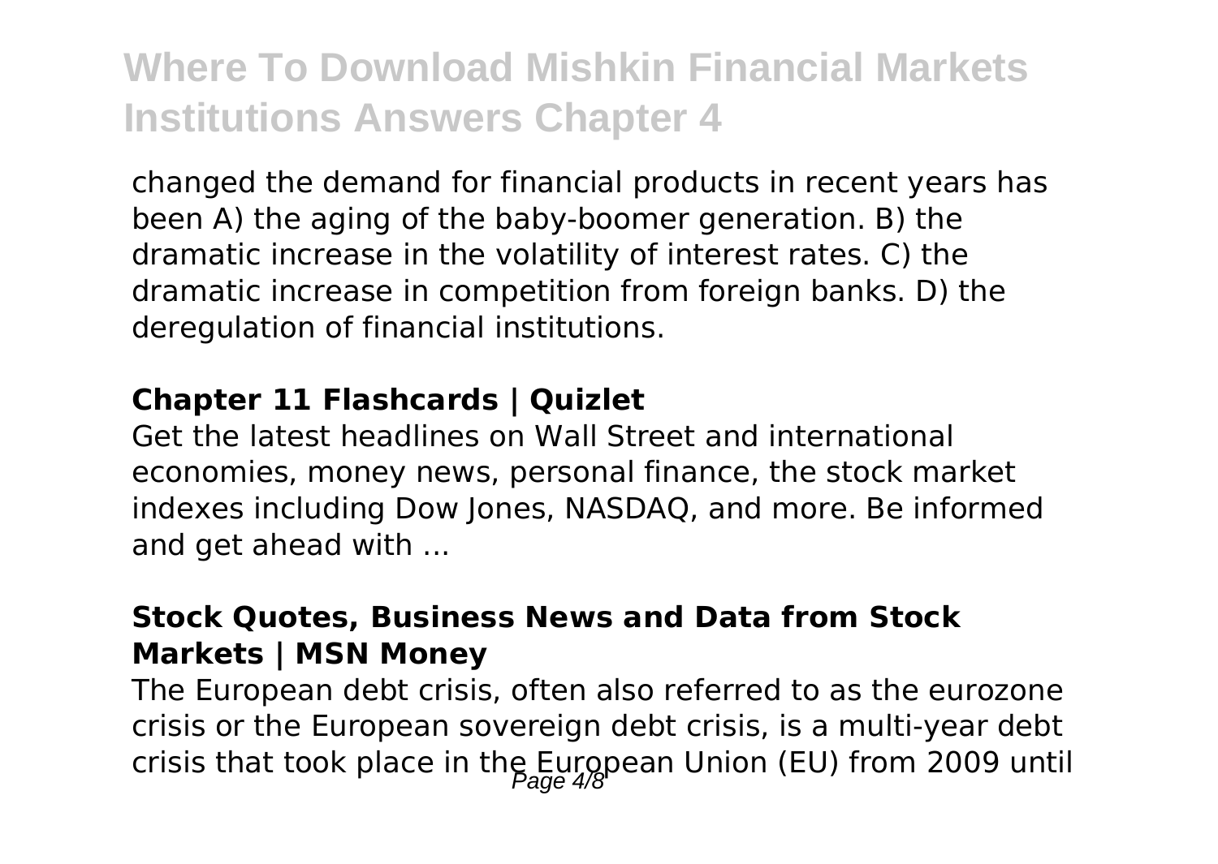changed the demand for financial products in recent years has been A) the aging of the baby-boomer generation. B) the dramatic increase in the volatility of interest rates. C) the dramatic increase in competition from foreign banks. D) the deregulation of financial institutions.

### Chapter 11 Flashcards | Quizlet

Get the latest headlines on Wall Street and international economies, money news, personal finance, the stock market indexes including Dow Jones, NASDAQ, and more. Be informed and get ahead with ...

### Stock Quotes, Business News and Data from Stock Markets | MSN Money

The European debt crisis, often also referred to as the eurozone crisis or the European sovereign debt crisis, is a multi-year debt crisis that took place in the European Union (EU) from 2009 until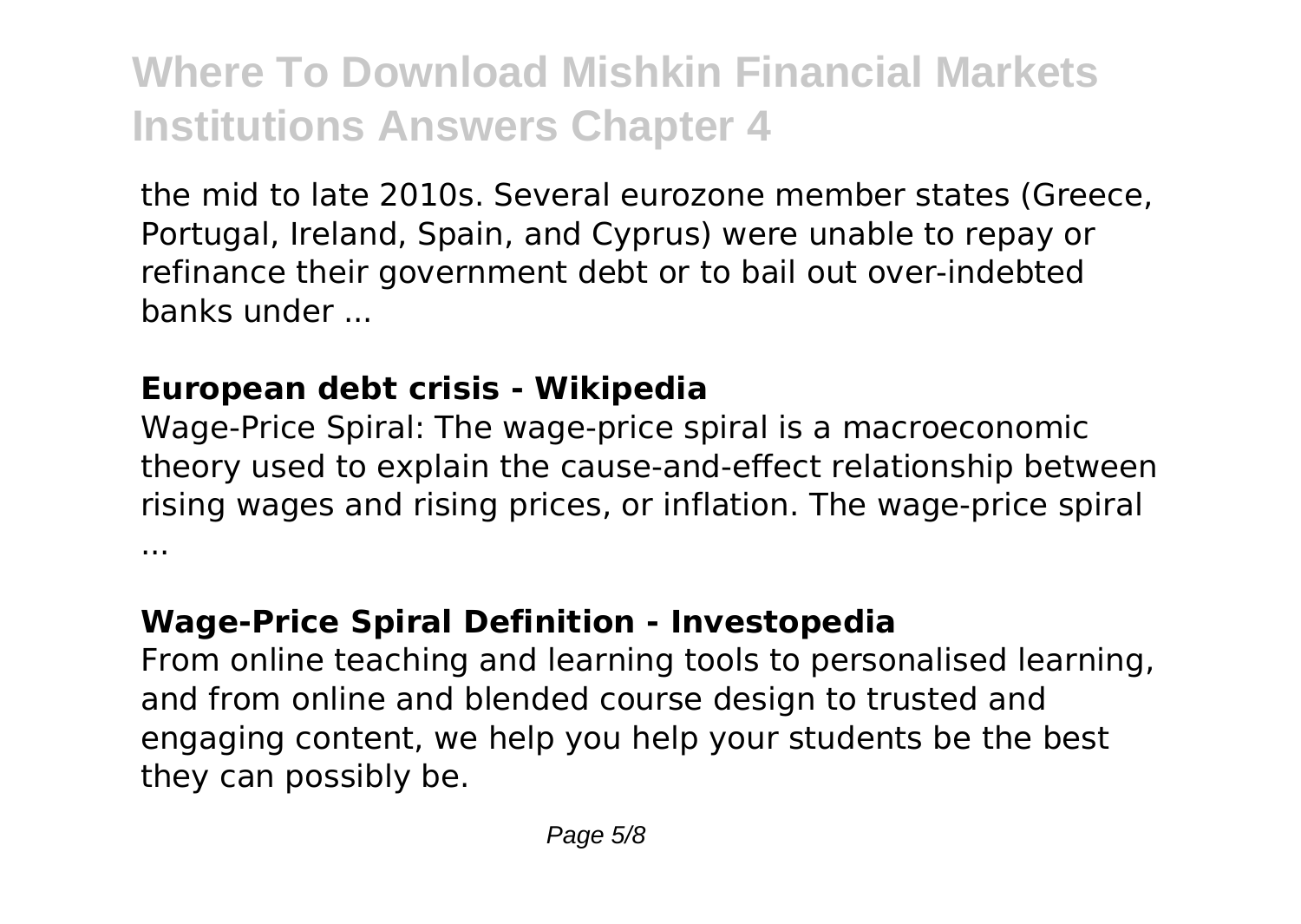the mid to late 2010s. Several eurozone member states (Greece, Portugal, Ireland, Spain, and Cyprus) were unable to repay or refinance their government debt or to bail out over-indebted banks under ...

**European debt crisis - Wikipedia**

Wage-Price Spiral: The wage-price spiral is a macroeconomic theory used to explain the cause-and-effect relationship between rising wages and rising prices, or inflation. The wage-price spiral ...

**Wage-Price Spiral Definition - Investopedia**

From online teaching and learning tools to personalised learning, and from online and blended course design to trusted and engaging content, we help you help your students be the best they can possibly be.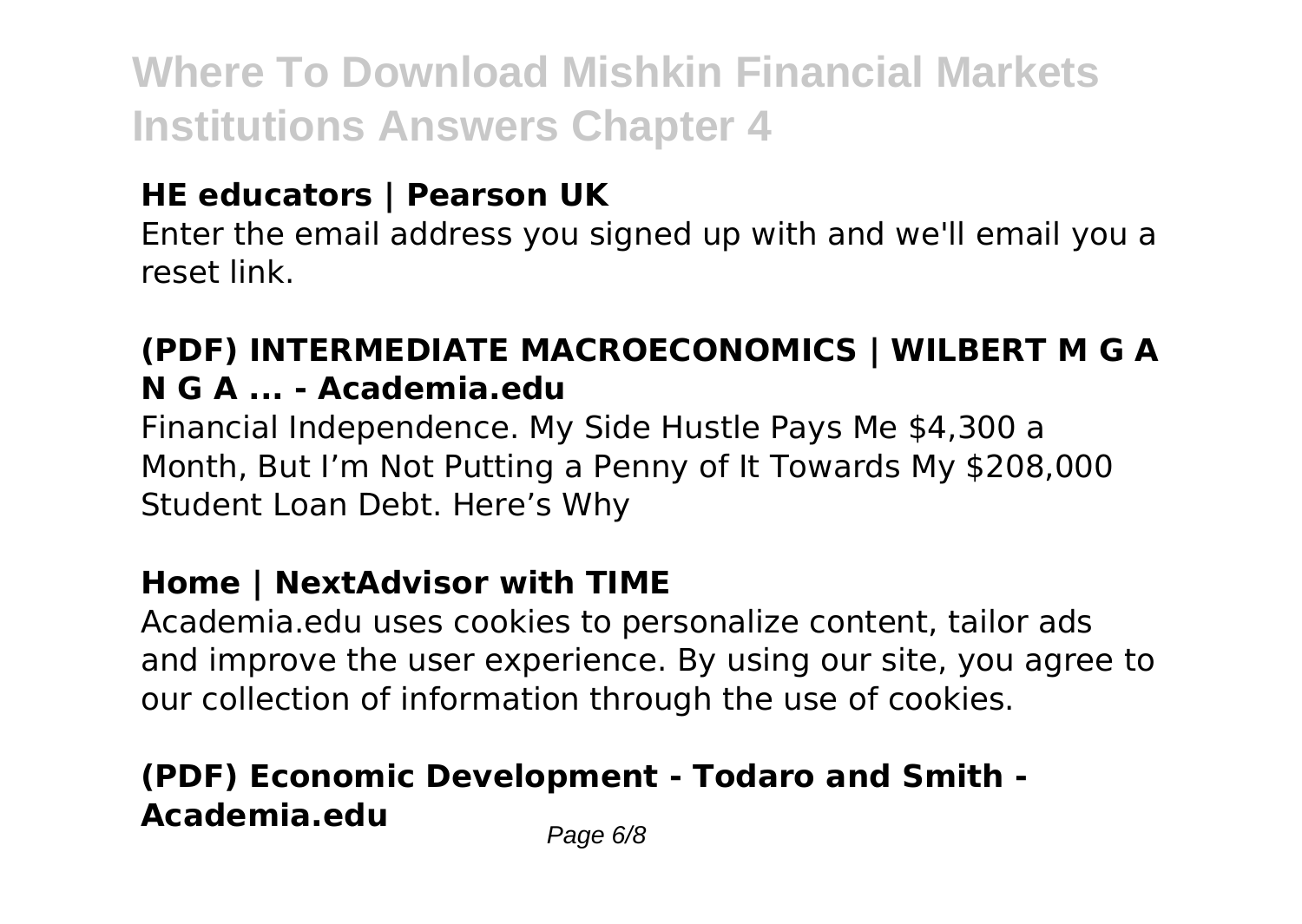### HE educators | Pearson UK

Enter the email address you signed up with and we'll email you a reset link.

### (PDF) INTERMEDIATE MACROECONOMICS | WILBERT M G A N G A ... - Academia.edu

Financial Independence. My Side Hustle Pays Me $4,300 a Month, But I'm Not Putting a Penny of It Towards My $208,000 Student Loan Debt. Here's Why

### Home | NextAdvisor with TIME

Academia.edu uses cookies to personalize content, tailor ads and improve the user experience. By using our site, you agree to our collection of information through the use of cookies.

### (PDF) Economic Development - Todaro and Smith - Academia.edu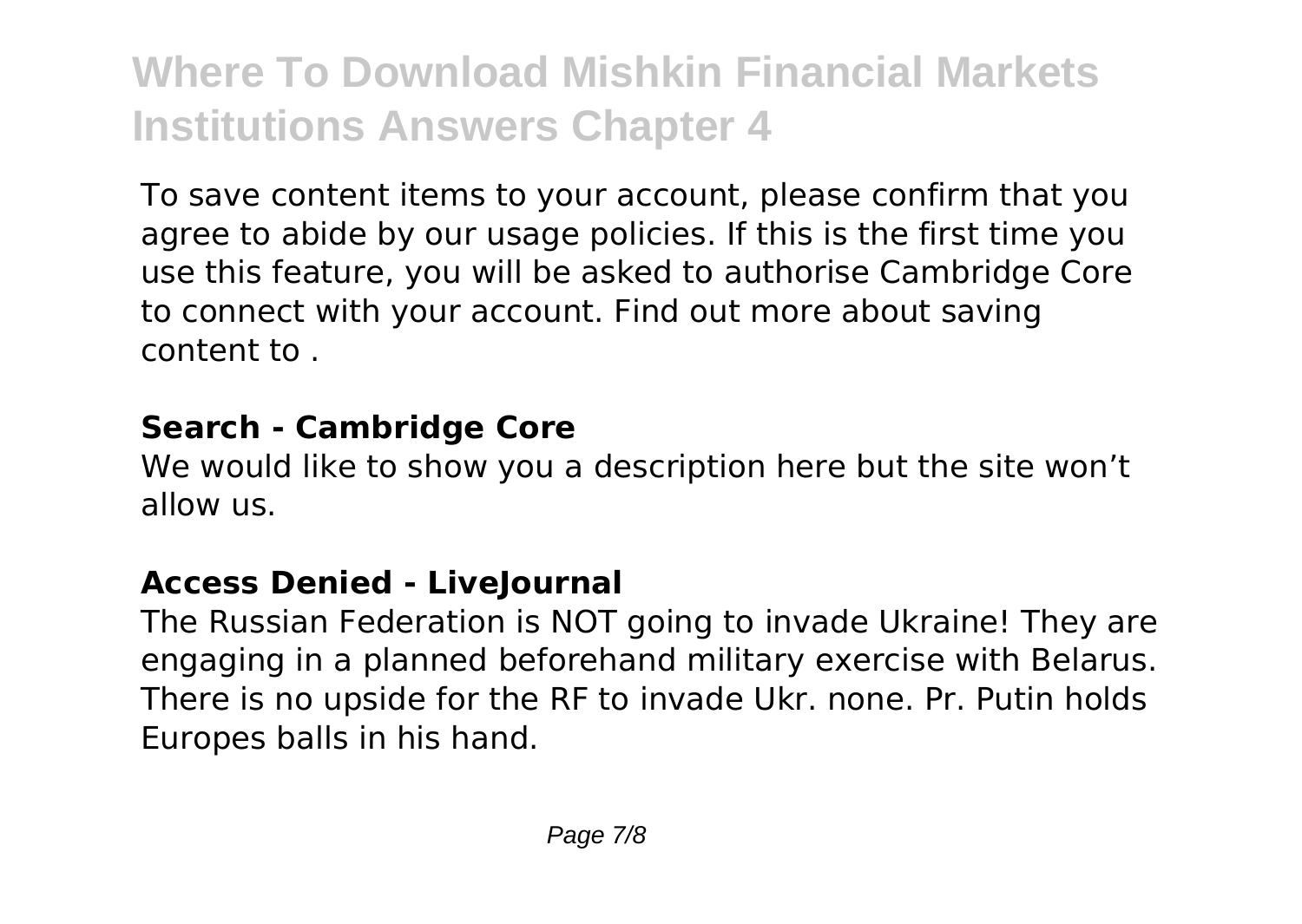To save content items to your account, please confirm that you agree to abide by our usage policies. If this is the first time you use this feature, you will be asked to authorise Cambridge Core to connect with your account. Find out more about saving content to .

**Search - Cambridge Core**

We would like to show you a description here but the site won't allow us.

**Access Denied - LiveJournal**

The Russian Federation is NOT going to invade Ukraine! They are engaging in a planned beforehand military exercise with Belarus. There is no upside for the RF to invade Ukr. none. Pr. Putin holds Europes balls in his hand.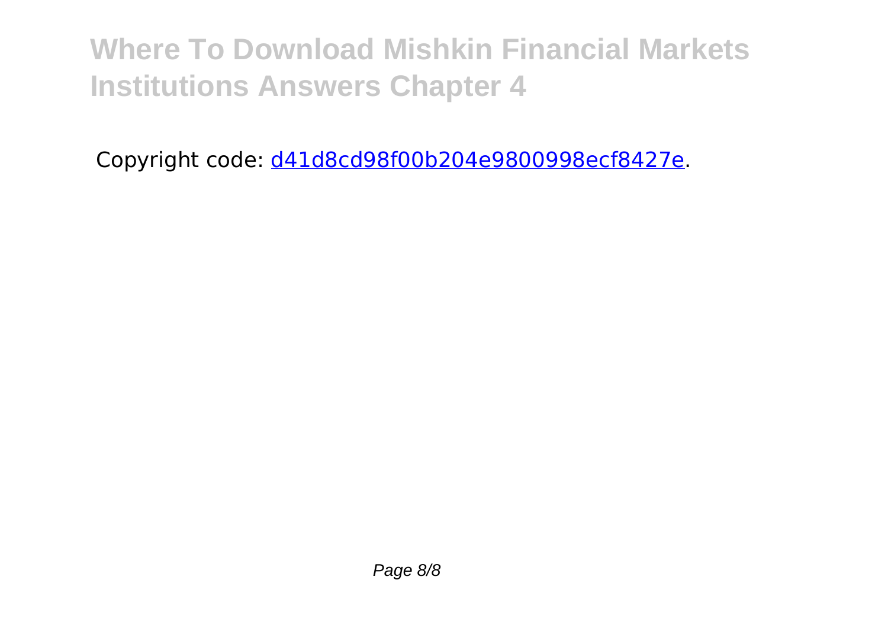Copyright code: d41d8cd98f00b204e9800998ecf8427e.